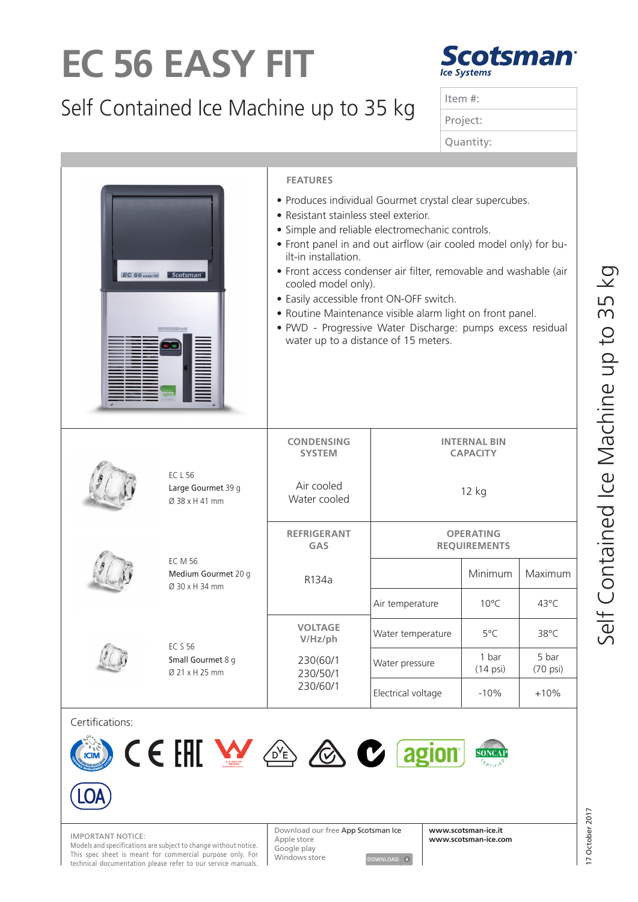# EC 56 EASY FIT

## Self Contained Ice Machine up to 35 kg

Scotsman Ice Systems

| Item #: |
|---|
| Project: |
| Quantity: |

### FEATURES

- Produces individual Gourmet crystal clear supercubes.
- Resistant stainless steel exterior.
- Simple and reliable electromechanic controls.
- Front panel in and out airflow (air cooled model only) for bu-ilt-in installation.
- Front access condenser air filter, removable and washable (air cooled model only).
- Easily accessible front ON-OFF switch.
- Routine Maintenance visible alarm light on front panel.
- PWD - Progressive Water Discharge: pumps excess residual water up to a distance of 15 meters.

EC L 56
Large Gourmet 39 g
Ø 38 x H 41 mm

EC M 56
Medium Gourmet 20 g
Ø 30 x H 34 mm

EC S 56
Small Gourmet 8 g
Ø 21 x H 25 mm

| CONDENSING SYSTEM | INTERNAL BIN CAPACITY |
|---|---|
| Air cooled<br>Water cooled | 12 kg |

| REFRIGERANT GAS | R134a |
|---|---|
| VOLTAGE V/Hz/ph | 230(60/1<br>230/50/1<br>230/60/1 |

| OPERATING REQUIREMENTS | Minimum | Maximum |
|---|---|---|
| Air temperature | 10°C | 43°C |
| Water temperature | 5°C | 38°C |
| Water pressure | 1 bar (14 psi) | 5 bar (70 psi) |
| Electrical voltage | -10% | +10% |

Certifications:

IMPORTANT NOTICE:
Models and specifications are subject to change without notice. This spec sheet is meant for commercial purpose only. For technical documentation please refer to our service manuals.

Download our free App Scotsman Ice
Apple store
Google play
Windows store

www.scotsman-ice.it
www.scotsman-ice.com

17 October 2017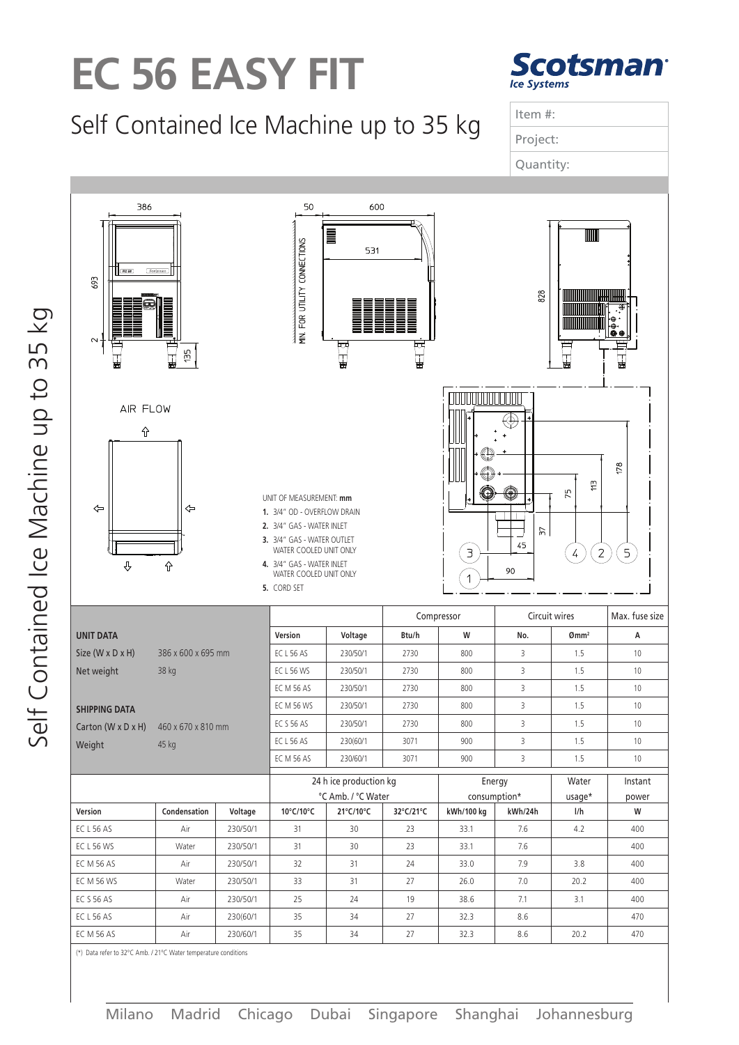# EC 56 EASY FIT

## Self Contained Ice Machine up to 35 kg

Item #:

Project:

Quantity:

386

693

2

135

50

600

531

MIN. FOR UTILITY CONNECTIONS

828

AIR FLOW

178

113

75

37

45

90

UNIT OF MEASUREMENT: **mm**

1. 3/4" OD - OVERFLOW DRAIN
2. 3/4" GAS - WATER INLET
3. 3/4" GAS - WATER OUTLET WATER COOLED UNIT ONLY
4. 3/4" GAS - WATER INLET WATER COOLED UNIT ONLY
5. CORD SET

**UNIT DATA**

Size (W x D x H) 386 x 600 x 695 mm

Net weight 38 kg

**SHIPPING DATA**

Carton (W x D x H) 460 x 670 x 810 mm

Weight 45 kg

| | | Compressor | | Circuit wires | | Max. fuse size |
|---|---|---|---|---|---|---|
| Version | Voltage | Btu/h | W | No. | Ømm² | A |
| EC L 56 AS | 230/50/1 | 2730 | 800 | 3 | 1.5 | 10 |
| EC L 56 WS | 230/50/1 | 2730 | 800 | 3 | 1.5 | 10 |
| EC M 56 AS | 230/50/1 | 2730 | 800 | 3 | 1.5 | 10 |
| EC M 56 WS | 230/50/1 | 2730 | 800 | 3 | 1.5 | 10 |
| EC S 56 AS | 230/50/1 | 2730 | 800 | 3 | 1.5 | 10 |
| EC L 56 AS | 230(60/1 | 3071 | 900 | 3 | 1.5 | 10 |
| EC M 56 AS | 230/60/1 | 3071 | 900 | 3 | 1.5 | 10 |

| | | | 24 h ice production kg °C Amb. / °C Water | | | Energy consumption* | | Water usage* | Instant power |
|---|---|---|---|---|---|---|---|---|---|
| Version | Condensation | Voltage | 10°C/10°C | 21°C/10°C | 32°C/21°C | kWh/100 kg | kWh/24h | l/h | W |
| EC L 56 AS | Air | 230/50/1 | 31 | 30 | 23 | 33.1 | 7.6 | 4.2 | 400 |
| EC L 56 WS | Water | 230/50/1 | 31 | 30 | 23 | 33.1 | 7.6 | | 400 |
| EC M 56 AS | Air | 230/50/1 | 32 | 31 | 24 | 33.0 | 7.9 | 3.8 | 400 |
| EC M 56 WS | Water | 230/50/1 | 33 | 31 | 27 | 26.0 | 7.0 | 20.2 | 400 |
| EC S 56 AS | Air | 230/50/1 | 25 | 24 | 19 | 38.6 | 7.1 | 3.1 | 400 |
| EC L 56 AS | Air | 230(60/1 | 35 | 34 | 27 | 32.3 | 8.6 | | 470 |
| EC M 56 AS | Air | 230/60/1 | 35 | 34 | 27 | 32.3 | 8.6 | 20.2 | 470 |

(*) Data refer to 32°C Amb. / 21°C Water temperature conditions

Milano Madrid Chicago Dubai Singapore Shanghai Johannesburg